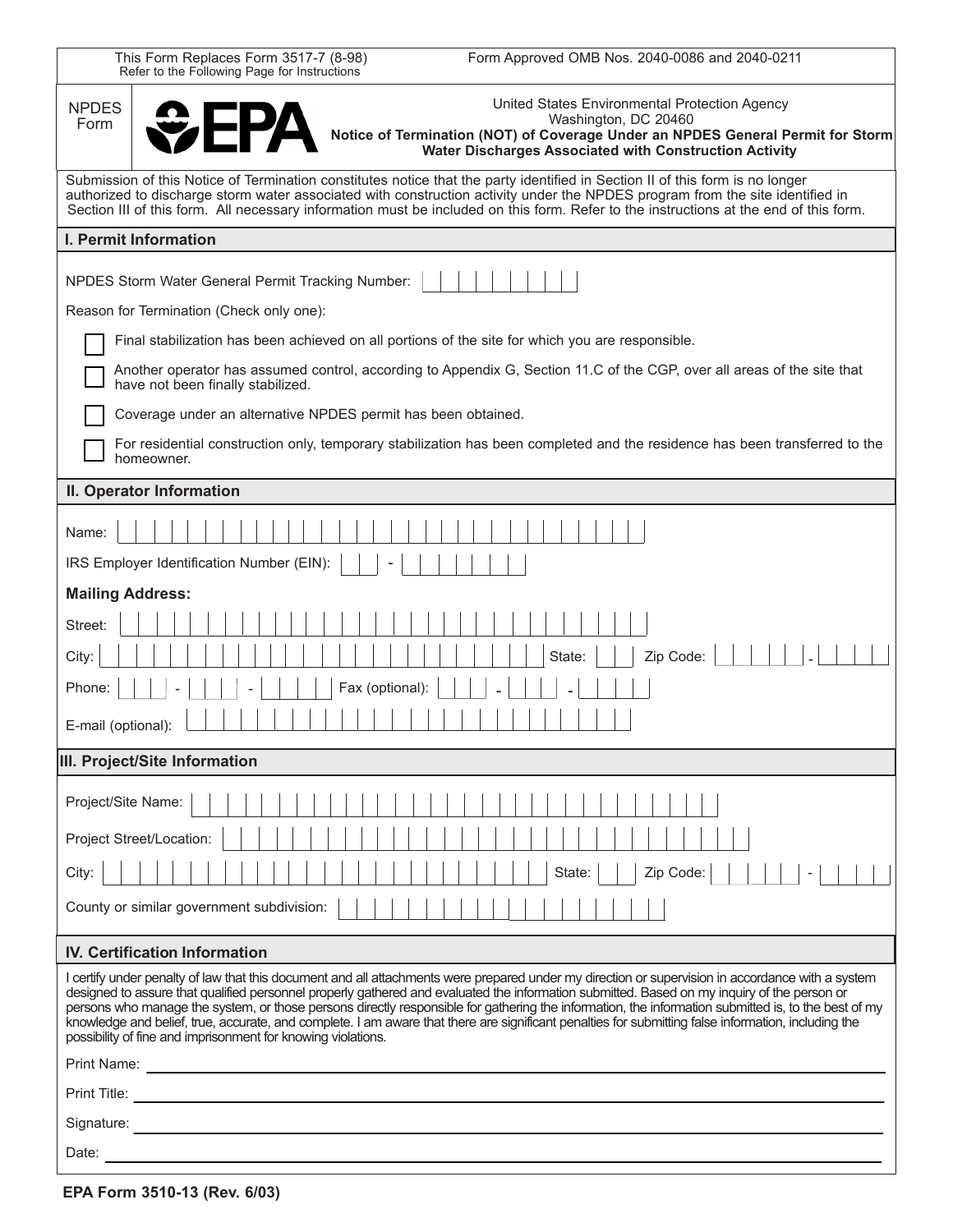This Form Replaces Form 3517-7 (8-98)
Refer to the Following Page for Instructions

Form Approved OMB Nos. 2040-0086 and 2040-0211

NPDES Form

EPA

United States Environmental Protection Agency
Washington, DC 20460

**Notice of Termination (NOT) of Coverage Under an NPDES General Permit for Storm Water Discharges Associated with Construction Activity**

Submission of this Notice of Termination constitutes notice that the party identified in Section II of this form is no longer authorized to discharge storm water associated with construction activity under the NPDES program from the site identified in Section III of this form. All necessary information must be included on this form. Refer to the instructions at the end of this form.

## I. Permit Information

NPDES Storm Water General Permit Tracking Number: __________

Reason for Termination (Check only one):

- ☐ Final stabilization has been achieved on all portions of the site for which you are responsible.
- ☐ Another operator has assumed control, according to Appendix G, Section 11.C of the CGP, over all areas of the site that have not been finally stabilized.
- ☐ Coverage under an alternative NPDES permit has been obtained.
- ☐ For residential construction only, temporary stabilization has been completed and the residence has been transferred to the homeowner.

## II. Operator Information

Name: __________

IRS Employer Identification Number (EIN): ___ - _______

**Mailing Address:**

Street: __________

City: __________ State: __ Zip Code: _____ - ____

Phone: ___ - ___ - ____ Fax (optional): ___ - ___ - ____

E-mail (optional): __________

## III. Project/Site Information

Project/Site Name: __________

Project Street/Location: __________

City: __________ State: __ Zip Code: _____ - ____

County or similar government subdivision: __________

## IV. Certification Information

I certify under penalty of law that this document and all attachments were prepared under my direction or supervision in accordance with a system designed to assure that qualified personnel properly gathered and evaluated the information submitted. Based on my inquiry of the person or persons who manage the system, or those persons directly responsible for gathering the information, the information submitted is, to the best of my knowledge and belief, true, accurate, and complete. I am aware that there are significant penalties for submitting false information, including the possibility of fine and imprisonment for knowing violations.

Print Name: __________

Print Title: __________

Signature: __________

Date: __________

**EPA Form 3510-13 (Rev. 6/03)**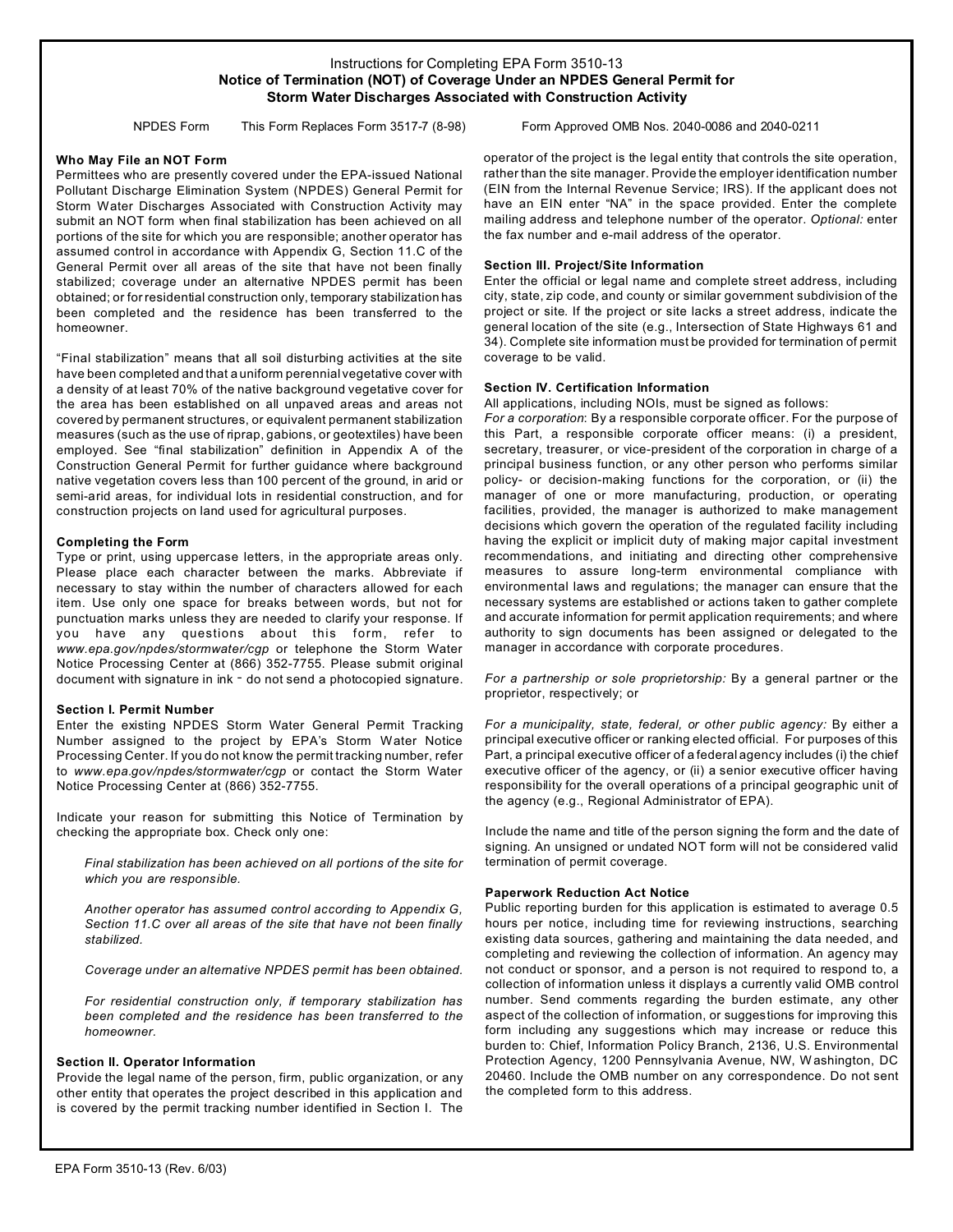# Instructions for Completing EPA Form 3510-13

## Notice of Termination (NOT) of Coverage Under an NPDES General Permit for Storm Water Discharges Associated with Construction Activity

NPDES Form    This Form Replaces Form 3517-7 (8-98)    Form Approved OMB Nos. 2040-0086 and 2040-0211

### Who May File an NOT Form

Permittees who are presently covered under the EPA-issued National Pollutant Discharge Elimination System (NPDES) General Permit for Storm Water Discharges Associated with Construction Activity may submit an NOT form when final stabilization has been achieved on all portions of the site for which you are responsible; another operator has assumed control in accordance with Appendix G, Section 11.C of the General Permit over all areas of the site that have not been finally stabilized; coverage under an alternative NPDES permit has been obtained; or for residential construction only, temporary stabilization has been completed and the residence has been transferred to the homeowner.

"Final stabilization" means that all soil disturbing activities at the site have been completed and that a uniform perennial vegetative cover with a density of at least 70% of the native background vegetative cover for the area has been established on all unpaved areas and areas not covered by permanent structures, or equivalent permanent stabilization measures (such as the use of riprap, gabions, or geotextiles) have been employed. See "final stabilization" definition in Appendix A of the Construction General Permit for further guidance where background native vegetation covers less than 100 percent of the ground, in arid or semi-arid areas, for individual lots in residential construction, and for construction projects on land used for agricultural purposes.

### Completing the Form

Type or print, using uppercase letters, in the appropriate areas only. Please place each character between the marks. Abbreviate if necessary to stay within the number of characters allowed for each item. Use only one space for breaks between words, but not for punctuation marks unless they are needed to clarify your response. If you have any questions about this form, refer to *www.epa.gov/npdes/stormwater/cgp* or telephone the Storm Water Notice Processing Center at (866) 352-7755. Please submit original document with signature in ink - do not send a photocopied signature.

### Section I. Permit Number

Enter the existing NPDES Storm Water General Permit Tracking Number assigned to the project by EPA's Storm Water Notice Processing Center. If you do not know the permit tracking number, refer to *www.epa.gov/npdes/stormwater/cgp* or contact the Storm Water Notice Processing Center at (866) 352-7755.

Indicate your reason for submitting this Notice of Termination by checking the appropriate box. Check only one:

*Final stabilization has been achieved on all portions of the site for which you are responsible.*

*Another operator has assumed control according to Appendix G, Section 11.C over all areas of the site that have not been finally stabilized.*

*Coverage under an alternative NPDES permit has been obtained.*

*For residential construction only, if temporary stabilization has been completed and the residence has been transferred to the homeowner.*

### Section II. Operator Information

Provide the legal name of the person, firm, public organization, or any other entity that operates the project described in this application and is covered by the permit tracking number identified in Section I. The operator of the project is the legal entity that controls the site operation, rather than the site manager. Provide the employer identification number (EIN from the Internal Revenue Service; IRS). If the applicant does not have an EIN enter "NA" in the space provided. Enter the complete mailing address and telephone number of the operator. *Optional:* enter the fax number and e-mail address of the operator.

### Section III. Project/Site Information

Enter the official or legal name and complete street address, including city, state, zip code, and county or similar government subdivision of the project or site. If the project or site lacks a street address, indicate the general location of the site (e.g., Intersection of State Highways 61 and 34). Complete site information must be provided for termination of permit coverage to be valid.

### Section IV. Certification Information

All applications, including NOIs, must be signed as follows:

*For a corporation*: By a responsible corporate officer. For the purpose of this Part, a responsible corporate officer means: (i) a president, secretary, treasurer, or vice-president of the corporation in charge of a principal business function, or any other person who performs similar policy- or decision-making functions for the corporation, or (ii) the manager of one or more manufacturing, production, or operating facilities, provided, the manager is authorized to make management decisions which govern the operation of the regulated facility including having the explicit or implicit duty of making major capital investment recommendations, and initiating and directing other comprehensive measures to assure long-term environmental compliance with environmental laws and regulations; the manager can ensure that the necessary systems are established or actions taken to gather complete and accurate information for permit application requirements; and where authority to sign documents has been assigned or delegated to the manager in accordance with corporate procedures.

*For a partnership or sole proprietorship:* By a general partner or the proprietor, respectively; or

*For a municipality, state, federal, or other public agency:* By either a principal executive officer or ranking elected official. For purposes of this Part, a principal executive officer of a federal agency includes (i) the chief executive officer of the agency, or (ii) a senior executive officer having responsibility for the overall operations of a principal geographic unit of the agency (e.g., Regional Administrator of EPA).

Include the name and title of the person signing the form and the date of signing. An unsigned or undated NOT form will not be considered valid termination of permit coverage.

### Paperwork Reduction Act Notice

Public reporting burden for this application is estimated to average 0.5 hours per notice, including time for reviewing instructions, searching existing data sources, gathering and maintaining the data needed, and completing and reviewing the collection of information. An agency may not conduct or sponsor, and a person is not required to respond to, a collection of information unless it displays a currently valid OMB control number. Send comments regarding the burden estimate, any other aspect of the collection of information, or suggestions for improving this form including any suggestions which may increase or reduce this burden to: Chief, Information Policy Branch, 2136, U.S. Environmental Protection Agency, 1200 Pennsylvania Avenue, NW, Washington, DC 20460. Include the OMB number on any correspondence. Do not sent the completed form to this address.

EPA Form 3510-13 (Rev. 6/03)